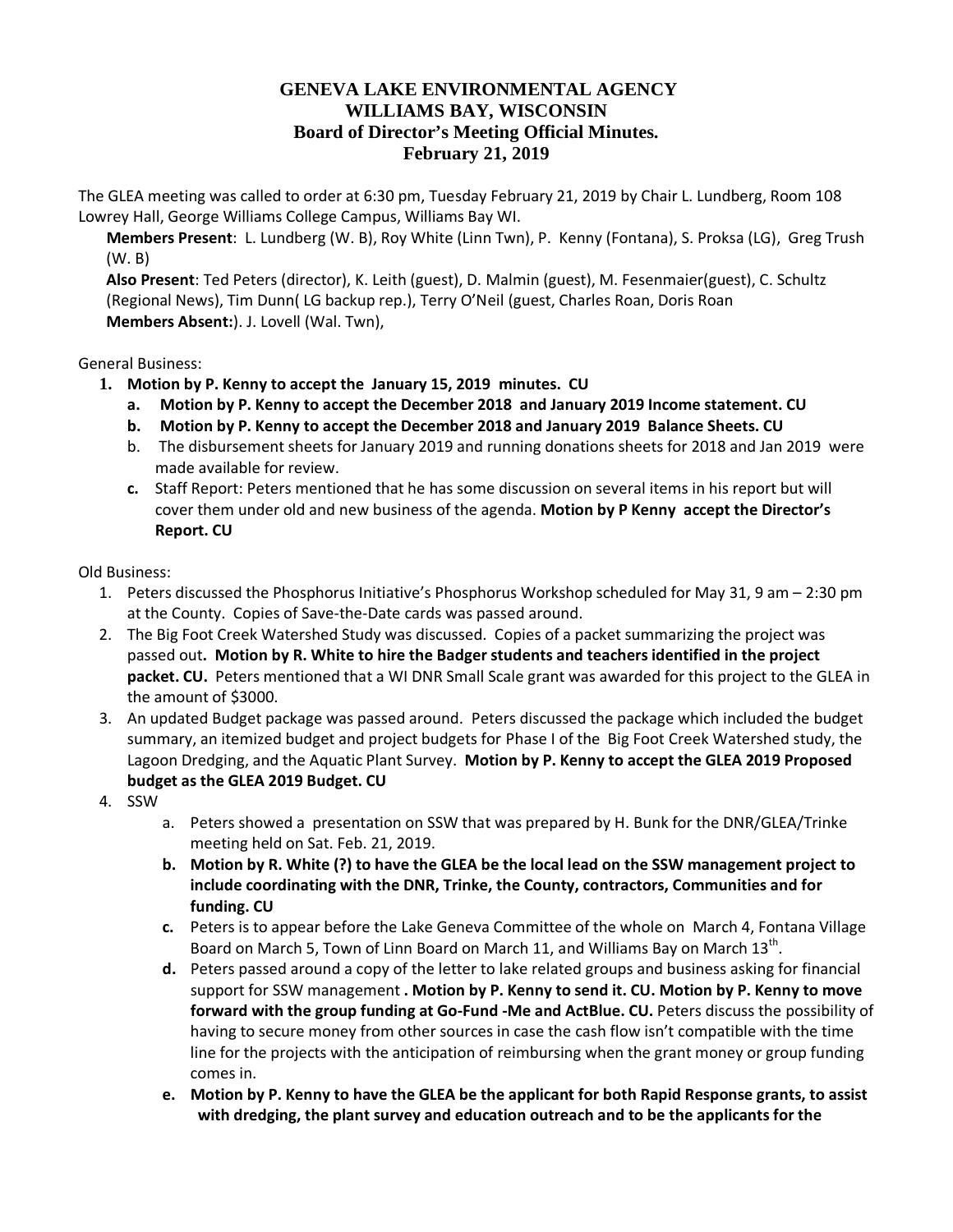# GENEVA LAKE ENVIRONMENTAL AGENCY
# WILLIAMS BAY, WISCONSIN
## Board of Director's Meeting Official Minutes.
## February 21, 2019

The GLEA meeting was called to order at 6:30 pm, Tuesday February 21, 2019 by Chair L. Lundberg, Room 108 Lowrey Hall, George Williams College Campus, Williams Bay WI.

**Members Present**: L. Lundberg (W. B), Roy White (Linn Twn), P. Kenny (Fontana), S. Proksa (LG), Greg Trush (W. B)

**Also Present**: Ted Peters (director), K. Leith (guest), D. Malmin (guest), M. Fesenmaier(guest), C. Schultz (Regional News), Tim Dunn( LG backup rep.), Terry O'Neil (guest, Charles Roan, Doris Roan

**Members Absent:**). J. Lovell (Wal. Twn),

General Business:

1. **Motion by P. Kenny to accept the January 15, 2019 minutes. CU**
   a. **Motion by P. Kenny to accept the December 2018 and January 2019 Income statement. CU**
   b. **Motion by P. Kenny to accept the December 2018 and January 2019 Balance Sheets. CU**
   b. The disbursement sheets for January 2019 and running donations sheets for 2018 and Jan 2019 were made available for review.
   c. Staff Report: Peters mentioned that he has some discussion on several items in his report but will cover them under old and new business of the agenda. **Motion by P Kenny accept the Director's Report. CU**

Old Business:

1. Peters discussed the Phosphorus Initiative's Phosphorus Workshop scheduled for May 31, 9 am – 2:30 pm at the County. Copies of Save-the-Date cards was passed around.
2. The Big Foot Creek Watershed Study was discussed. Copies of a packet summarizing the project was passed out**. Motion by R. White to hire the Badger students and teachers identified in the project packet. CU.** Peters mentioned that a WI DNR Small Scale grant was awarded for this project to the GLEA in the amount of $3000.
3. An updated Budget package was passed around. Peters discussed the package which included the budget summary, an itemized budget and project budgets for Phase I of the Big Foot Creek Watershed study, the Lagoon Dredging, and the Aquatic Plant Survey. **Motion by P. Kenny to accept the GLEA 2019 Proposed budget as the GLEA 2019 Budget. CU**
4. SSW
   a. Peters showed a presentation on SSW that was prepared by H. Bunk for the DNR/GLEA/Trinke meeting held on Sat. Feb. 21, 2019.
   b. **Motion by R. White (?) to have the GLEA be the local lead on the SSW management project to include coordinating with the DNR, Trinke, the County, contractors, Communities and for funding. CU**
   c. Peters is to appear before the Lake Geneva Committee of the whole on March 4, Fontana Village Board on March 5, Town of Linn Board on March 11, and Williams Bay on March 13th.
   d. Peters passed around a copy of the letter to lake related groups and business asking for financial support for SSW management **. Motion by P. Kenny to send it. CU. Motion by P. Kenny to move forward with the group funding at Go-Fund -Me and ActBlue. CU.** Peters discuss the possibility of having to secure money from other sources in case the cash flow isn't compatible with the time line for the projects with the anticipation of reimbursing when the grant money or group funding comes in.
   e. **Motion by P. Kenny to have the GLEA be the applicant for both Rapid Response grants, to assist with dredging, the plant survey and education outreach and to be the applicants for the**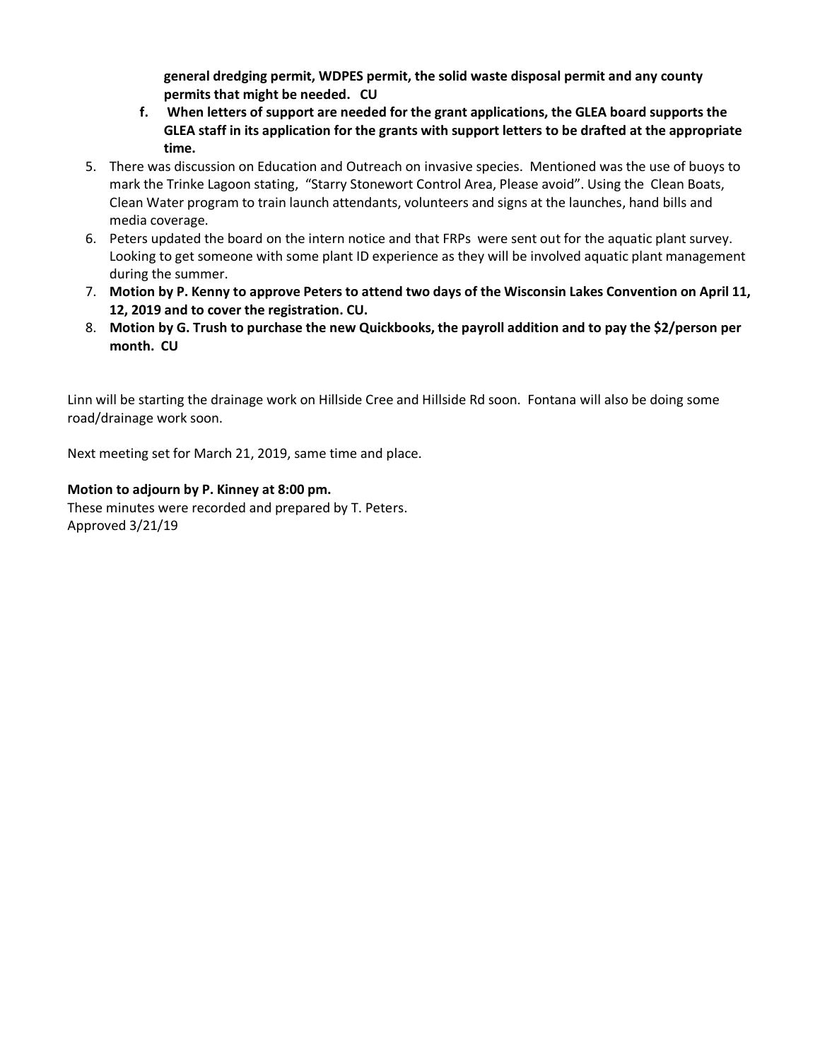**general dredging permit, WDPES permit, the solid waste disposal permit and any county permits that might be needed. CU**

   f. **When letters of support are needed for the grant applications, the GLEA board supports the GLEA staff in its application for the grants with support letters to be drafted at the appropriate time.**

5. There was discussion on Education and Outreach on invasive species. Mentioned was the use of buoys to mark the Trinke Lagoon stating, "Starry Stonewort Control Area, Please avoid". Using the Clean Boats, Clean Water program to train launch attendants, volunteers and signs at the launches, hand bills and media coverage.
6. Peters updated the board on the intern notice and that FRPs were sent out for the aquatic plant survey. Looking to get someone with some plant ID experience as they will be involved aquatic plant management during the summer.
7. **Motion by P. Kenny to approve Peters to attend two days of the Wisconsin Lakes Convention on April 11, 12, 2019 and to cover the registration. CU.**
8. **Motion by G. Trush to purchase the new Quickbooks, the payroll addition and to pay the $2/person per month. CU**

Linn will be starting the drainage work on Hillside Cree and Hillside Rd soon. Fontana will also be doing some road/drainage work soon.

Next meeting set for March 21, 2019, same time and place.

**Motion to adjourn by P. Kinney at 8:00 pm.**
These minutes were recorded and prepared by T. Peters.
Approved 3/21/19